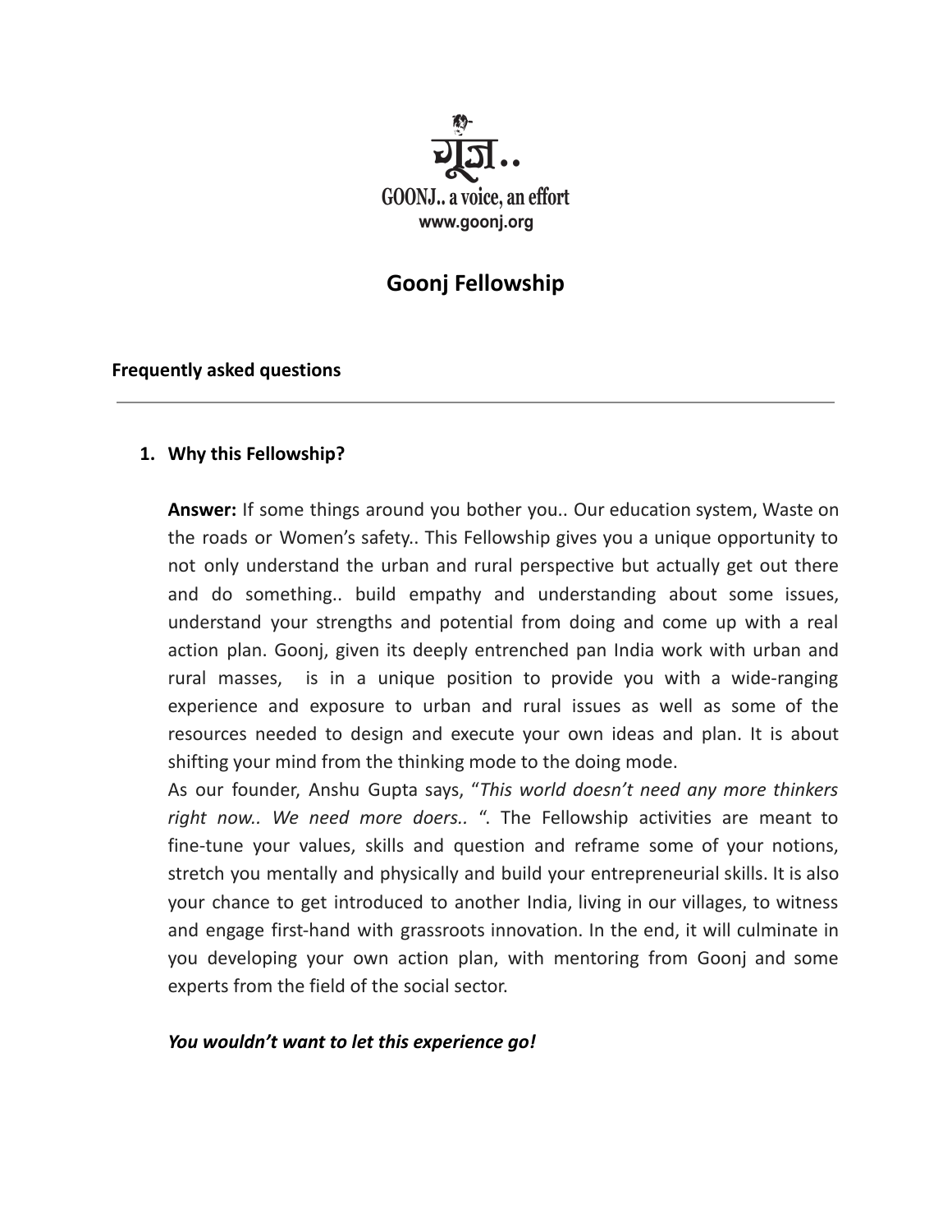गूंज..

GOONJ.. a voice, an effort

www.goonj.org

# Goonj Fellowship

**Frequently asked questions**

---

1. **Why this Fellowship?**

   **Answer:** If some things around you bother you.. Our education system, Waste on the roads or Women's safety.. This Fellowship gives you a unique opportunity to not only understand the urban and rural perspective but actually get out there and do something.. build empathy and understanding about some issues, understand your strengths and potential from doing and come up with a real action plan. Goonj, given its deeply entrenched pan India work with urban and rural masses, is in a unique position to provide you with a wide-ranging experience and exposure to urban and rural issues as well as some of the resources needed to design and execute your own ideas and plan. It is about shifting your mind from the thinking mode to the doing mode.

   As our founder, Anshu Gupta says, "*This world doesn't need any more thinkers right now.. We need more doers..* ". The Fellowship activities are meant to fine-tune your values, skills and question and reframe some of your notions, stretch you mentally and physically and build your entrepreneurial skills. It is also your chance to get introduced to another India, living in our villages, to witness and engage first-hand with grassroots innovation. In the end, it will culminate in you developing your own action plan, with mentoring from Goonj and some experts from the field of the social sector.

   ***You wouldn't want to let this experience go!***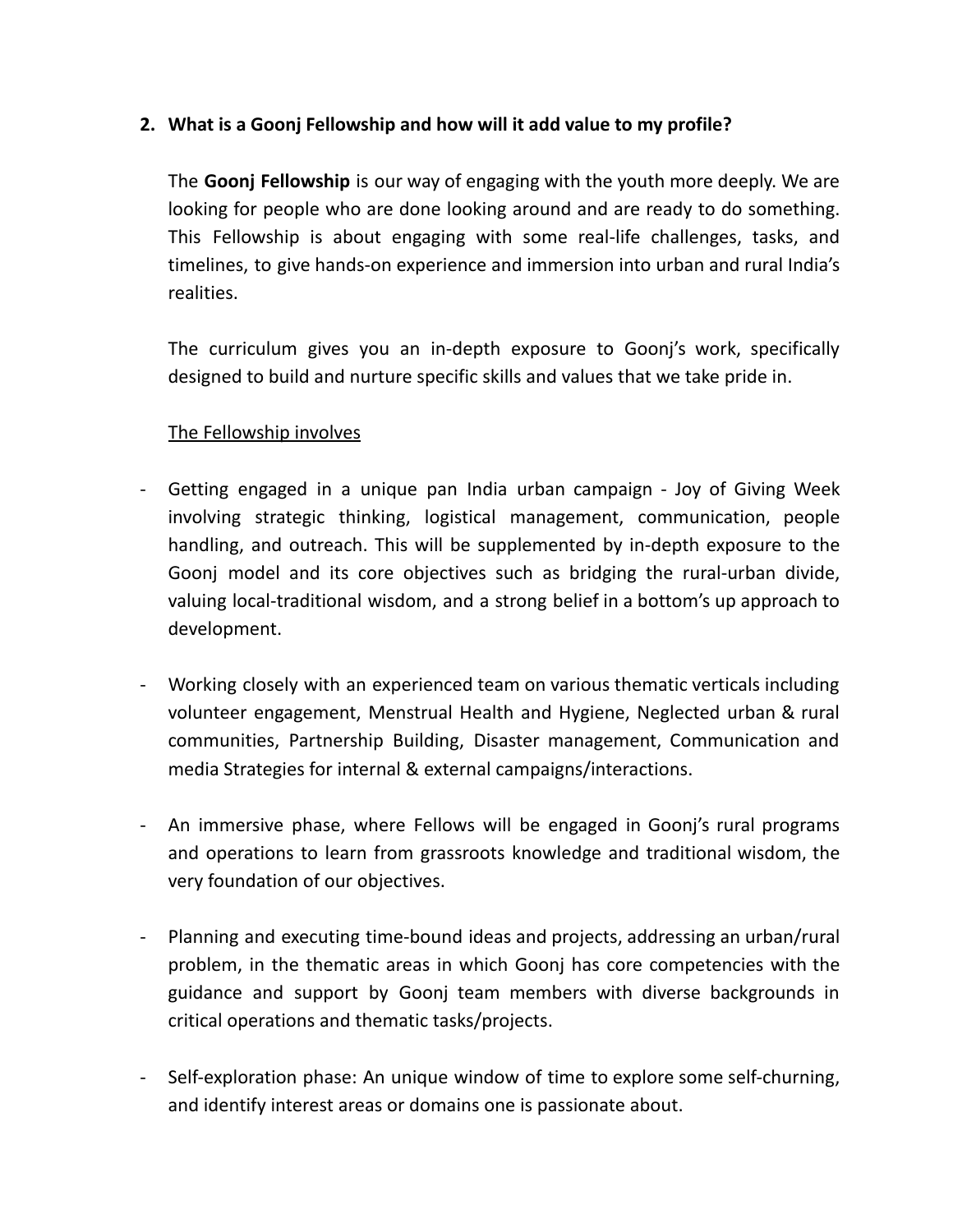**2. What is a Goonj Fellowship and how will it add value to my profile?**

The **Goonj Fellowship** is our way of engaging with the youth more deeply. We are looking for people who are done looking around and are ready to do something. This Fellowship is about engaging with some real-life challenges, tasks, and timelines, to give hands-on experience and immersion into urban and rural India's realities.

The curriculum gives you an in-depth exposure to Goonj's work, specifically designed to build and nurture specific skills and values that we take pride in.

<u>The Fellowship involves</u>

- Getting engaged in a unique pan India urban campaign - Joy of Giving Week involving strategic thinking, logistical management, communication, people handling, and outreach. This will be supplemented by in-depth exposure to the Goonj model and its core objectives such as bridging the rural-urban divide, valuing local-traditional wisdom, and a strong belief in a bottom's up approach to development.

- Working closely with an experienced team on various thematic verticals including volunteer engagement, Menstrual Health and Hygiene, Neglected urban & rural communities, Partnership Building, Disaster management, Communication and media Strategies for internal & external campaigns/interactions.

- An immersive phase, where Fellows will be engaged in Goonj's rural programs and operations to learn from grassroots knowledge and traditional wisdom, the very foundation of our objectives.

- Planning and executing time-bound ideas and projects, addressing an urban/rural problem, in the thematic areas in which Goonj has core competencies with the guidance and support by Goonj team members with diverse backgrounds in critical operations and thematic tasks/projects.

- Self-exploration phase: An unique window of time to explore some self-churning, and identify interest areas or domains one is passionate about.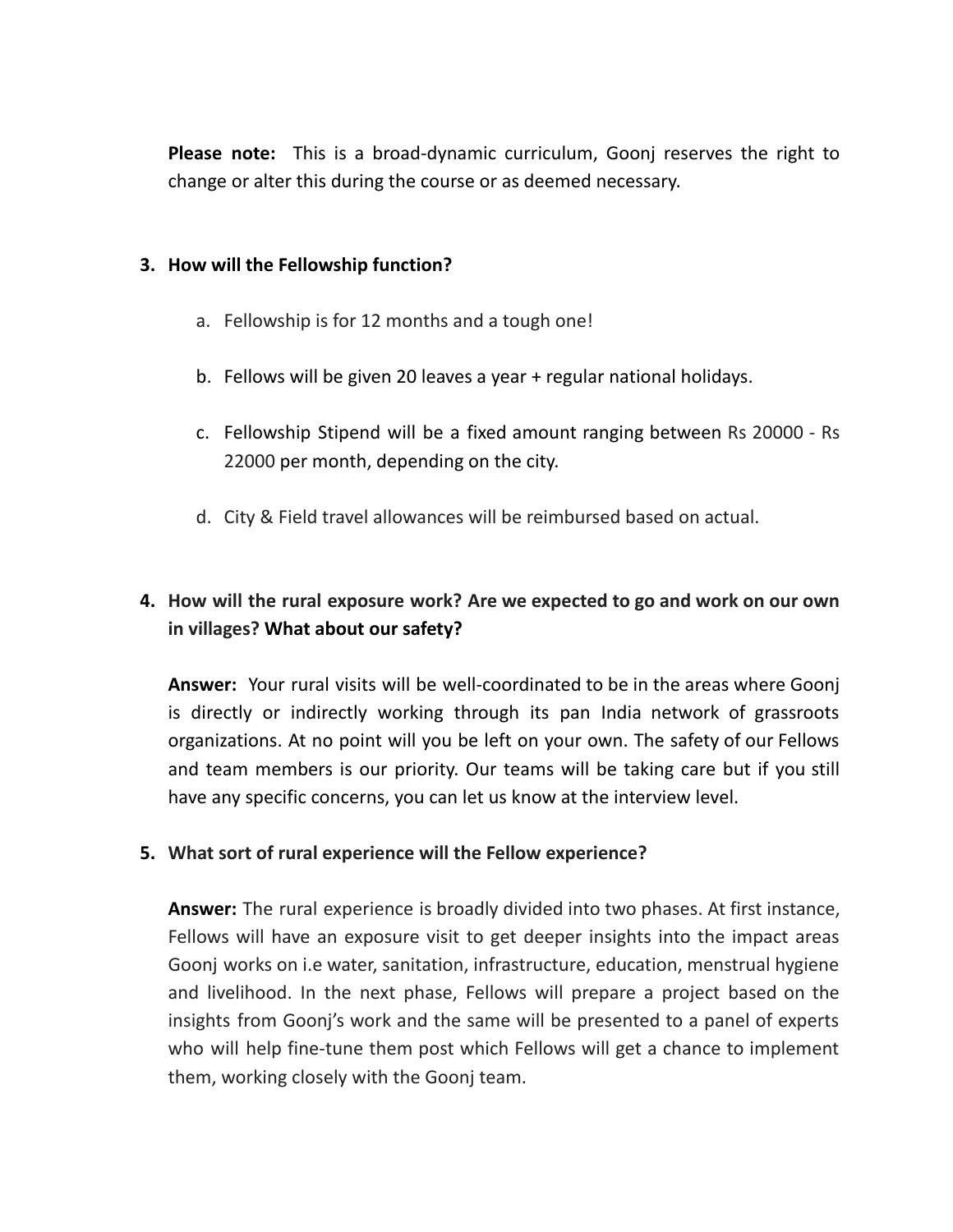**Please note:** This is a broad-dynamic curriculum, Goonj reserves the right to change or alter this during the course or as deemed necessary.

3. **How will the Fellowship function?**

    a. Fellowship is for 12 months and a tough one!

    b. Fellows will be given 20 leaves a year + regular national holidays.

    c. Fellowship Stipend will be a fixed amount ranging between Rs 20000 - Rs 22000 per month, depending on the city.

    d. City & Field travel allowances will be reimbursed based on actual.

4. **How will the rural exposure work? Are we expected to go and work on our own in villages? What about our safety?**

    **Answer:** Your rural visits will be well-coordinated to be in the areas where Goonj is directly or indirectly working through its pan India network of grassroots organizations. At no point will you be left on your own. The safety of our Fellows and team members is our priority. Our teams will be taking care but if you still have any specific concerns, you can let us know at the interview level.

5. **What sort of rural experience will the Fellow experience?**

    **Answer:** The rural experience is broadly divided into two phases. At first instance, Fellows will have an exposure visit to get deeper insights into the impact areas Goonj works on i.e water, sanitation, infrastructure, education, menstrual hygiene and livelihood. In the next phase, Fellows will prepare a project based on the insights from Goonj's work and the same will be presented to a panel of experts who will help fine-tune them post which Fellows will get a chance to implement them, working closely with the Goonj team.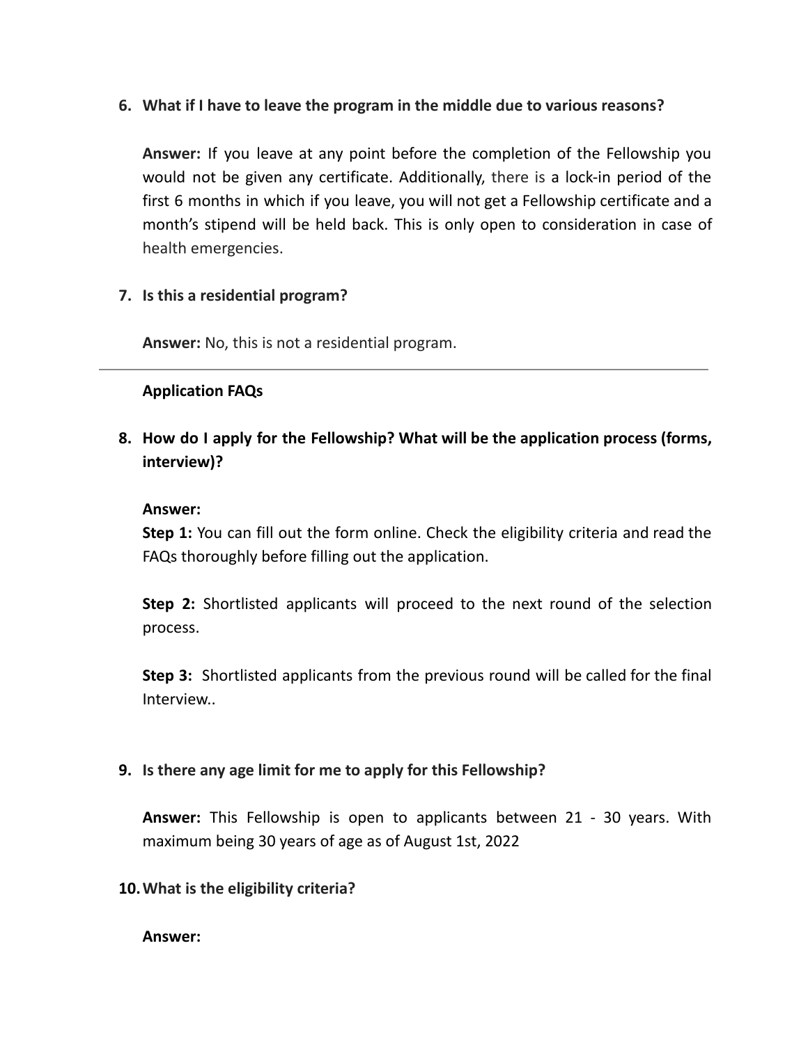6. **What if I have to leave the program in the middle due to various reasons?**

   **Answer:** If you leave at any point before the completion of the Fellowship you would not be given any certificate. Additionally, there is a lock-in period of the first 6 months in which if you leave, you will not get a Fellowship certificate and a month's stipend will be held back. This is only open to consideration in case of health emergencies.

7. **Is this a residential program?**

   **Answer:** No, this is not a residential program.

---

**Application FAQs**

8. **How do I apply for the Fellowship? What will be the application process (forms, interview)?**

   **Answer:**
   **Step 1:** You can fill out the form online. Check the eligibility criteria and read the FAQs thoroughly before filling out the application.

   **Step 2:** Shortlisted applicants will proceed to the next round of the selection process.

   **Step 3:** Shortlisted applicants from the previous round will be called for the final Interview..

9. **Is there any age limit for me to apply for this Fellowship?**

   **Answer:** This Fellowship is open to applicants between 21 - 30 years. With maximum being 30 years of age as of August 1st, 2022

10. **What is the eligibility criteria?**

    **Answer:**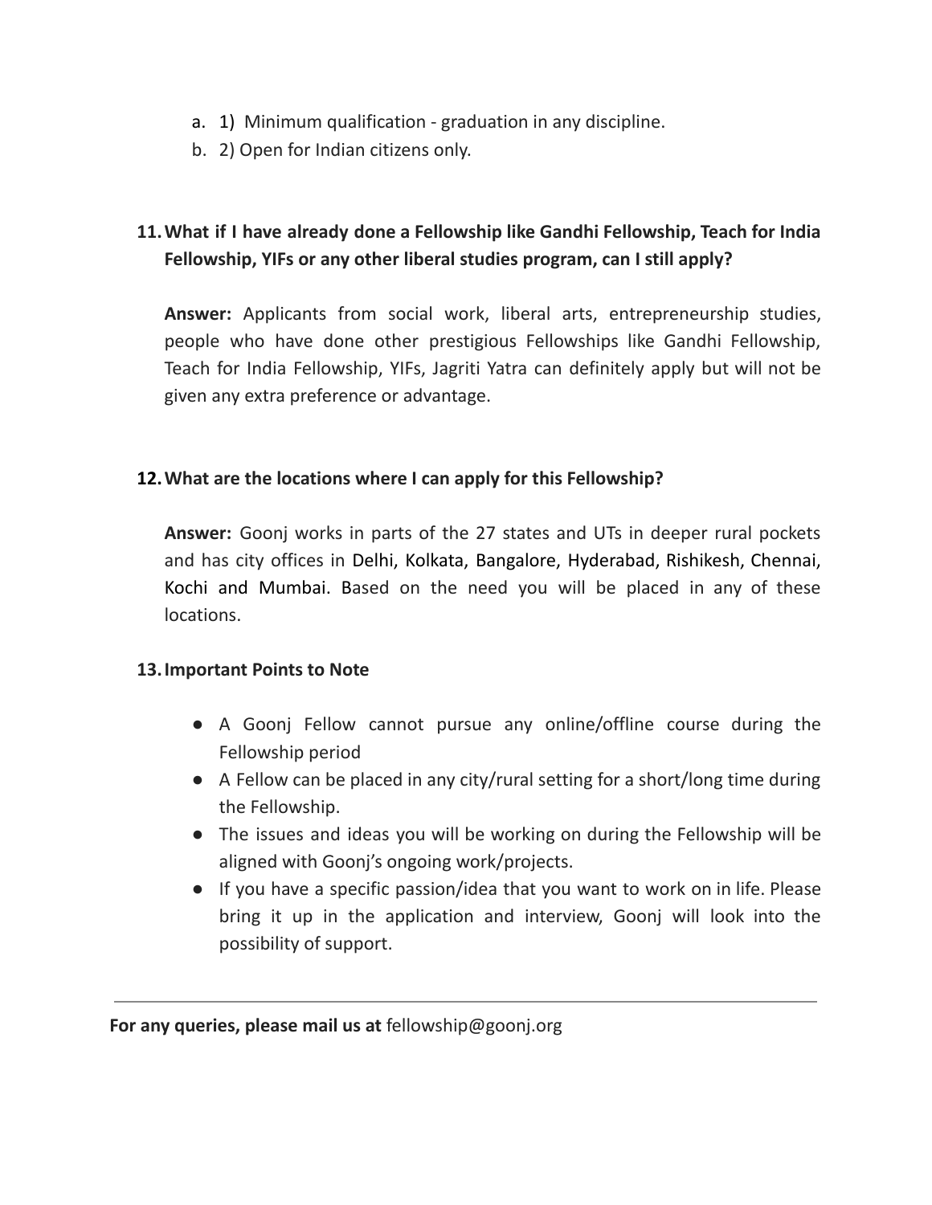a. 1) Minimum qualification - graduation in any discipline.
b. 2) Open for Indian citizens only.

**11. What if I have already done a Fellowship like Gandhi Fellowship, Teach for India Fellowship, YIFs or any other liberal studies program, can I still apply?**

**Answer:** Applicants from social work, liberal arts, entrepreneurship studies, people who have done other prestigious Fellowships like Gandhi Fellowship, Teach for India Fellowship, YIFs, Jagriti Yatra can definitely apply but will not be given any extra preference or advantage.

**12. What are the locations where I can apply for this Fellowship?**

**Answer:** Goonj works in parts of the 27 states and UTs in deeper rural pockets and has city offices in Delhi, Kolkata, Bangalore, Hyderabad, Rishikesh, Chennai, Kochi and Mumbai. Based on the need you will be placed in any of these locations.

**13. Important Points to Note**

- A Goonj Fellow cannot pursue any online/offline course during the Fellowship period
- A Fellow can be placed in any city/rural setting for a short/long time during the Fellowship.
- The issues and ideas you will be working on during the Fellowship will be aligned with Goonj's ongoing work/projects.
- If you have a specific passion/idea that you want to work on in life. Please bring it up in the application and interview, Goonj will look into the possibility of support.

---

**For any queries, please mail us at** fellowship@goonj.org